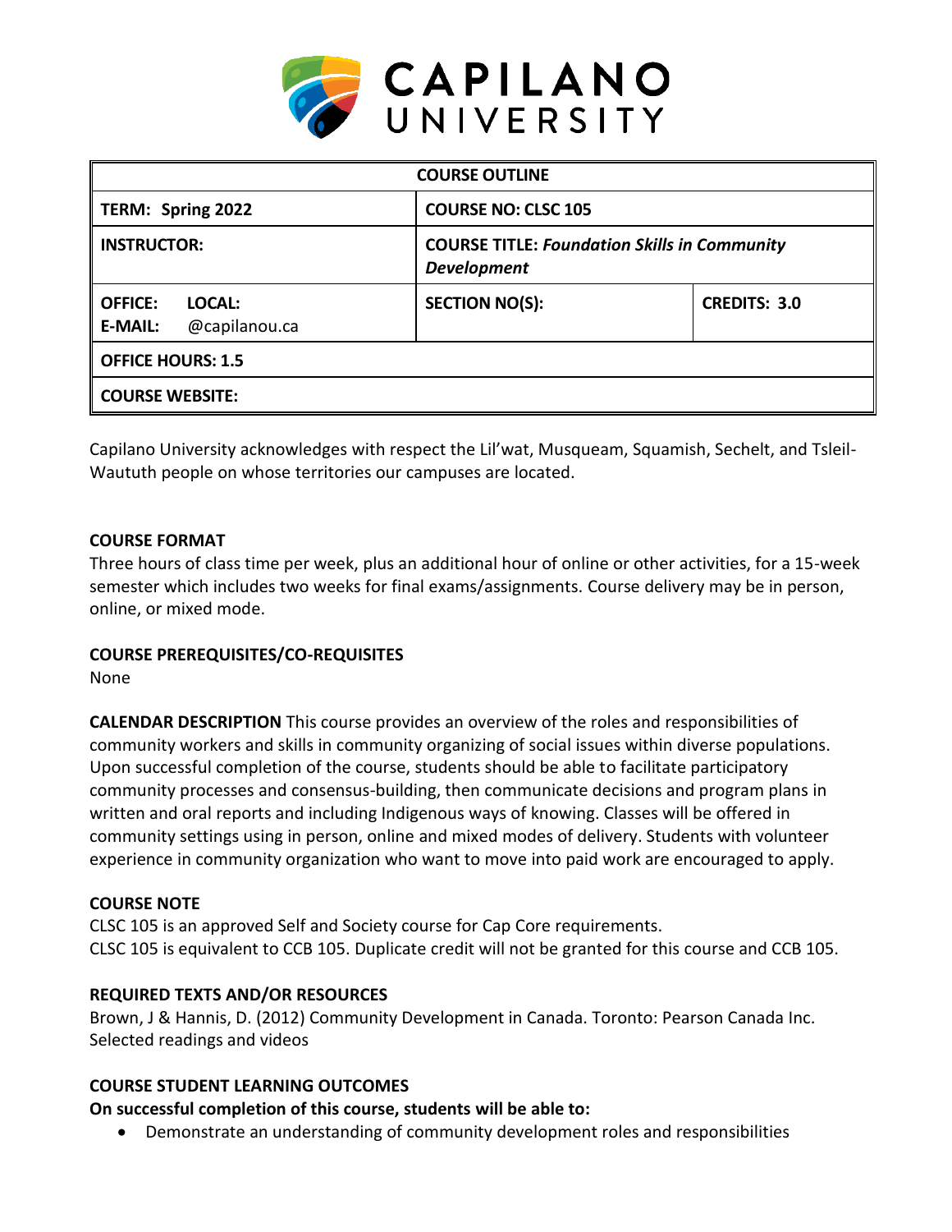**CAPILANO UNIVERSITY**

| COURSE OUTLINE | | |
|---|---|---|
| **TERM: Spring 2022** | **COURSE NO: CLSC 105** | |
| **INSTRUCTOR:** | **COURSE TITLE:** ***Foundation Skills in Community Development*** | |
| **OFFICE: LOCAL:** **E-MAIL:** @capilanou.ca | **SECTION NO(S):** | **CREDITS: 3.0** |
| **OFFICE HOURS: 1.5** | | |
| **COURSE WEBSITE:** | | |

Capilano University acknowledges with respect the Lil'wat, Musqueam, Squamish, Sechelt, and Tsleil-Waututh people on whose territories our campuses are located.

**COURSE FORMAT**

Three hours of class time per week, plus an additional hour of online or other activities, for a 15-week semester which includes two weeks for final exams/assignments. Course delivery may be in person, online, or mixed mode.

**COURSE PREREQUISITES/CO-REQUISITES**

None

**CALENDAR DESCRIPTION** This course provides an overview of the roles and responsibilities of community workers and skills in community organizing of social issues within diverse populations. Upon successful completion of the course, students should be able to facilitate participatory community processes and consensus-building, then communicate decisions and program plans in written and oral reports and including Indigenous ways of knowing. Classes will be offered in community settings using in person, online and mixed modes of delivery. Students with volunteer experience in community organization who want to move into paid work are encouraged to apply.

**COURSE NOTE**

CLSC 105 is an approved Self and Society course for Cap Core requirements.
CLSC 105 is equivalent to CCB 105. Duplicate credit will not be granted for this course and CCB 105.

**REQUIRED TEXTS AND/OR RESOURCES**

Brown, J & Hannis, D. (2012) Community Development in Canada. Toronto: Pearson Canada Inc.
Selected readings and videos

**COURSE STUDENT LEARNING OUTCOMES**

**On successful completion of this course, students will be able to:**

- Demonstrate an understanding of community development roles and responsibilities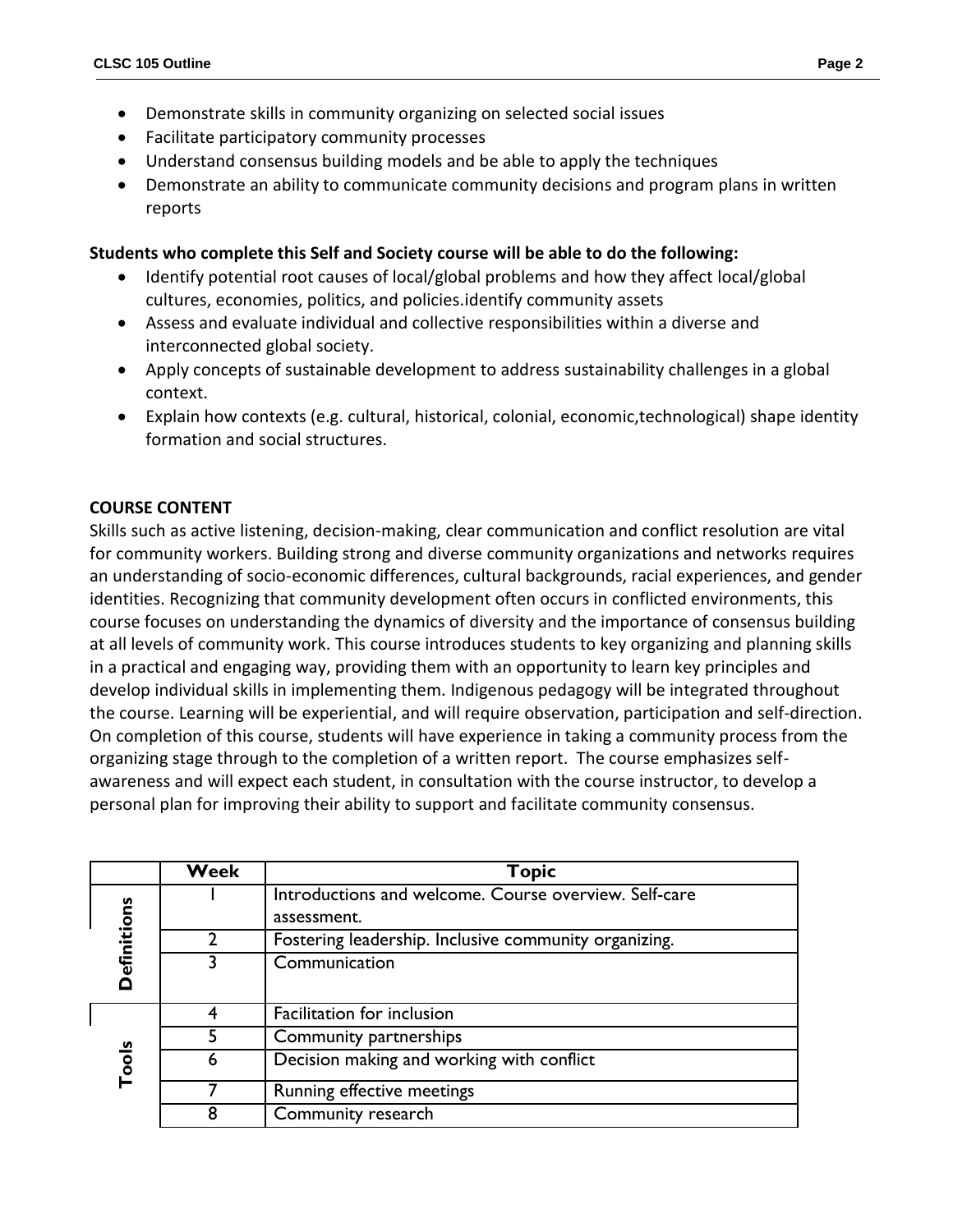- Demonstrate skills in community organizing on selected social issues
- Facilitate participatory community processes
- Understand consensus building models and be able to apply the techniques
- Demonstrate an ability to communicate community decisions and program plans in written reports

**Students who complete this Self and Society course will be able to do the following:**

- Identify potential root causes of local/global problems and how they affect local/global cultures, economies, politics, and policies.identify community assets
- Assess and evaluate individual and collective responsibilities within a diverse and interconnected global society.
- Apply concepts of sustainable development to address sustainability challenges in a global context.
- Explain how contexts (e.g. cultural, historical, colonial, economic,technological) shape identity formation and social structures.

**COURSE CONTENT**

Skills such as active listening, decision-making, clear communication and conflict resolution are vital for community workers. Building strong and diverse community organizations and networks requires an understanding of socio-economic differences, cultural backgrounds, racial experiences, and gender identities. Recognizing that community development often occurs in conflicted environments, this course focuses on understanding the dynamics of diversity and the importance of consensus building at all levels of community work. This course introduces students to key organizing and planning skills in a practical and engaging way, providing them with an opportunity to learn key principles and develop individual skills in implementing them. Indigenous pedagogy will be integrated throughout the course. Learning will be experiential, and will require observation, participation and self-direction. On completion of this course, students will have experience in taking a community process from the organizing stage through to the completion of a written report. The course emphasizes self-awareness and will expect each student, in consultation with the course instructor, to develop a personal plan for improving their ability to support and facilitate community consensus.

| | Week | Topic |
|---|---|---|
| Definitions | 1 | Introductions and welcome. Course overview. Self-care assessment. |
| | 2 | Fostering leadership. Inclusive community organizing. |
| | 3 | Communication |
| Tools | 4 | Facilitation for inclusion |
| | 5 | Community partnerships |
| | 6 | Decision making and working with conflict |
| | 7 | Running effective meetings |
| | 8 | Community research |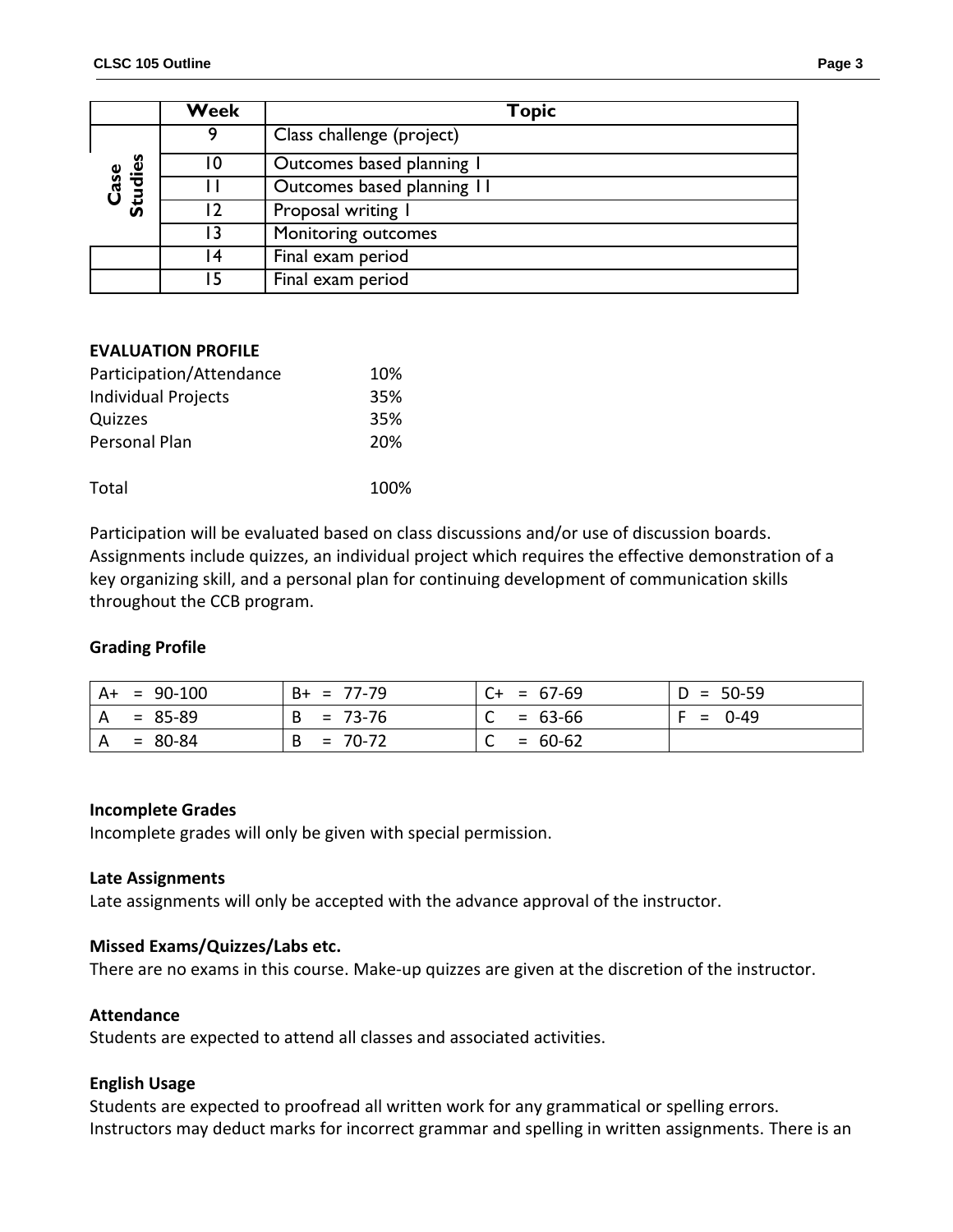| | Week | Topic |
|---|---|---|
| Case Studies | 9 | Class challenge (project) |
| | 10 | Outcomes based planning I |
| | 11 | Outcomes based planning 11 |
| | 12 | Proposal writing I |
| | 13 | Monitoring outcomes |
| | 14 | Final exam period |
| | 15 | Final exam period |

**EVALUATION PROFILE**

| | |
|---|---|
| Participation/Attendance | 10% |
| Individual Projects | 35% |
| Quizzes | 35% |
| Personal Plan | 20% |
| Total | 100% |

Participation will be evaluated based on class discussions and/or use of discussion boards. Assignments include quizzes, an individual project which requires the effective demonstration of a key organizing skill, and a personal plan for continuing development of communication skills throughout the CCB program.

**Grading Profile**

| | | | |
|---|---|---|---|
| A+ = 90-100 | B+ = 77-79 | C+ = 67-69 | D = 50-59 |
| A = 85-89 | B = 73-76 | C = 63-66 | F = 0-49 |
| A = 80-84 | B = 70-72 | C = 60-62 | |

**Incomplete Grades**
Incomplete grades will only be given with special permission.

**Late Assignments**
Late assignments will only be accepted with the advance approval of the instructor.

**Missed Exams/Quizzes/Labs etc.**
There are no exams in this course. Make-up quizzes are given at the discretion of the instructor.

**Attendance**
Students are expected to attend all classes and associated activities.

**English Usage**
Students are expected to proofread all written work for any grammatical or spelling errors. Instructors may deduct marks for incorrect grammar and spelling in written assignments. There is an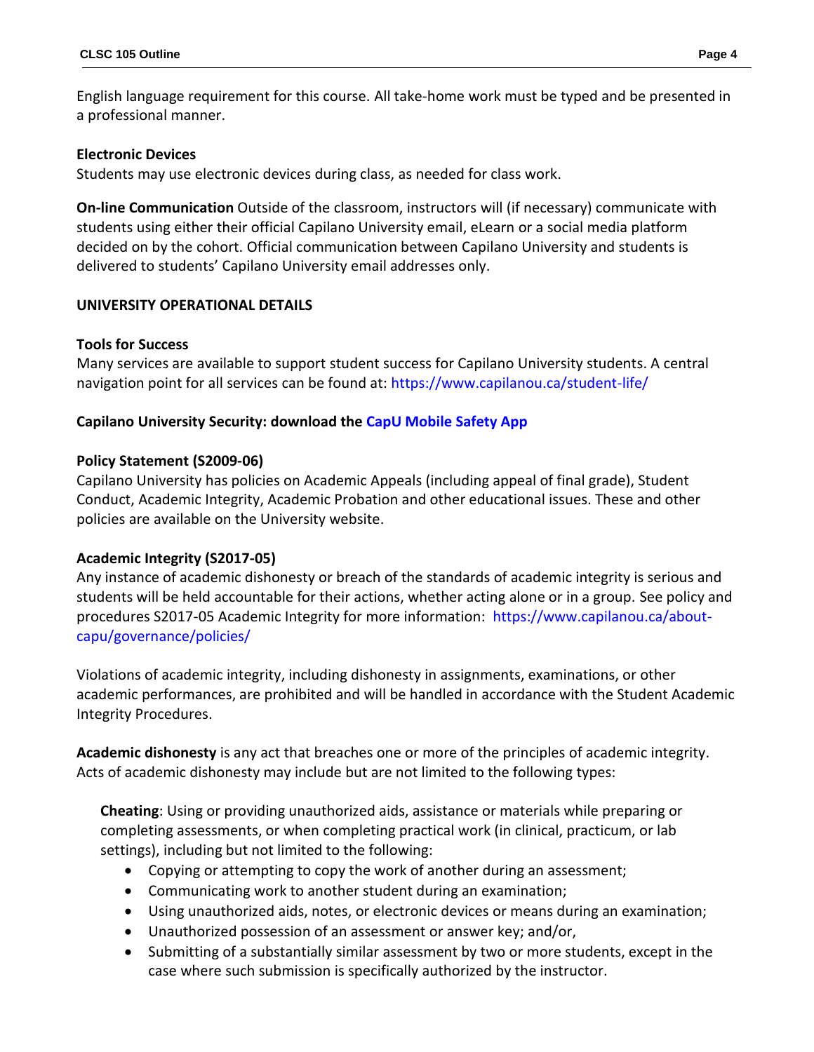English language requirement for this course. All take-home work must be typed and be presented in a professional manner.

**Electronic Devices**
Students may use electronic devices during class, as needed for class work.

**On-line Communication** Outside of the classroom, instructors will (if necessary) communicate with students using either their official Capilano University email, eLearn or a social media platform decided on by the cohort. Official communication between Capilano University and students is delivered to students' Capilano University email addresses only.

**UNIVERSITY OPERATIONAL DETAILS**

**Tools for Success**
Many services are available to support student success for Capilano University students. A central navigation point for all services can be found at: https://www.capilanou.ca/student-life/

**Capilano University Security: download the CapU Mobile Safety App**

**Policy Statement (S2009-06)**
Capilano University has policies on Academic Appeals (including appeal of final grade), Student Conduct, Academic Integrity, Academic Probation and other educational issues. These and other policies are available on the University website.

**Academic Integrity (S2017-05)**
Any instance of academic dishonesty or breach of the standards of academic integrity is serious and students will be held accountable for their actions, whether acting alone or in a group. See policy and procedures S2017-05 Academic Integrity for more information: https://www.capilanou.ca/about-capu/governance/policies/

Violations of academic integrity, including dishonesty in assignments, examinations, or other academic performances, are prohibited and will be handled in accordance with the Student Academic Integrity Procedures.

**Academic dishonesty** is any act that breaches one or more of the principles of academic integrity. Acts of academic dishonesty may include but are not limited to the following types:

**Cheating**: Using or providing unauthorized aids, assistance or materials while preparing or completing assessments, or when completing practical work (in clinical, practicum, or lab settings), including but not limited to the following:

- Copying or attempting to copy the work of another during an assessment;
- Communicating work to another student during an examination;
- Using unauthorized aids, notes, or electronic devices or means during an examination;
- Unauthorized possession of an assessment or answer key; and/or,
- Submitting of a substantially similar assessment by two or more students, except in the case where such submission is specifically authorized by the instructor.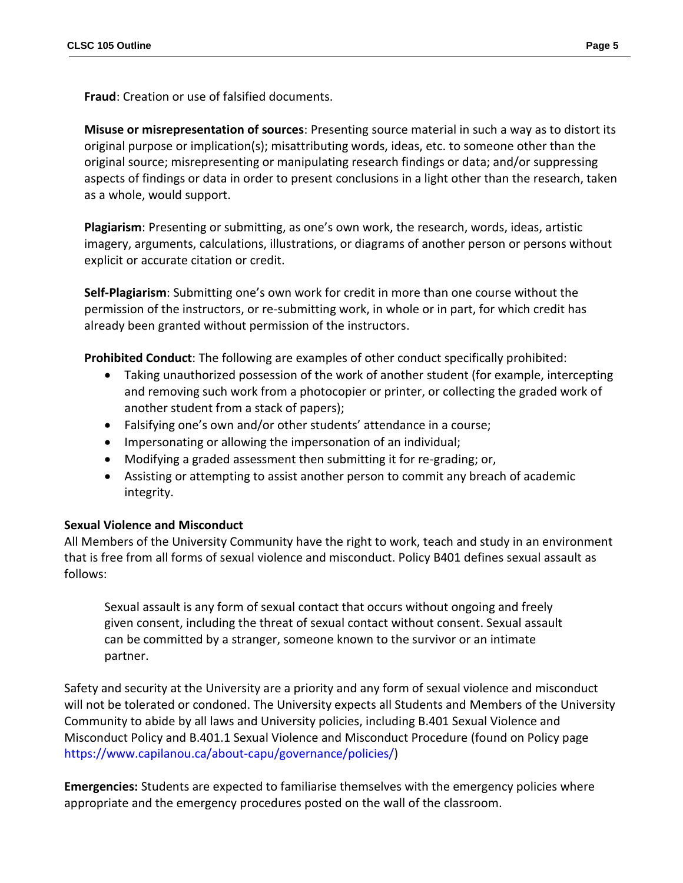**Fraud**: Creation or use of falsified documents.

**Misuse or misrepresentation of sources**: Presenting source material in such a way as to distort its original purpose or implication(s); misattributing words, ideas, etc. to someone other than the original source; misrepresenting or manipulating research findings or data; and/or suppressing aspects of findings or data in order to present conclusions in a light other than the research, taken as a whole, would support.

**Plagiarism**: Presenting or submitting, as one's own work, the research, words, ideas, artistic imagery, arguments, calculations, illustrations, or diagrams of another person or persons without explicit or accurate citation or credit.

**Self-Plagiarism**: Submitting one's own work for credit in more than one course without the permission of the instructors, or re-submitting work, in whole or in part, for which credit has already been granted without permission of the instructors.

**Prohibited Conduct**: The following are examples of other conduct specifically prohibited:

- Taking unauthorized possession of the work of another student (for example, intercepting and removing such work from a photocopier or printer, or collecting the graded work of another student from a stack of papers);
- Falsifying one's own and/or other students' attendance in a course;
- Impersonating or allowing the impersonation of an individual;
- Modifying a graded assessment then submitting it for re-grading; or,
- Assisting or attempting to assist another person to commit any breach of academic integrity.

**Sexual Violence and Misconduct**

All Members of the University Community have the right to work, teach and study in an environment that is free from all forms of sexual violence and misconduct. Policy B401 defines sexual assault as follows:

> Sexual assault is any form of sexual contact that occurs without ongoing and freely given consent, including the threat of sexual contact without consent. Sexual assault can be committed by a stranger, someone known to the survivor or an intimate partner.

Safety and security at the University are a priority and any form of sexual violence and misconduct will not be tolerated or condoned. The University expects all Students and Members of the University Community to abide by all laws and University policies, including B.401 Sexual Violence and Misconduct Policy and B.401.1 Sexual Violence and Misconduct Procedure (found on Policy page https://www.capilanou.ca/about-capu/governance/policies/)

**Emergencies:** Students are expected to familiarise themselves with the emergency policies where appropriate and the emergency procedures posted on the wall of the classroom.